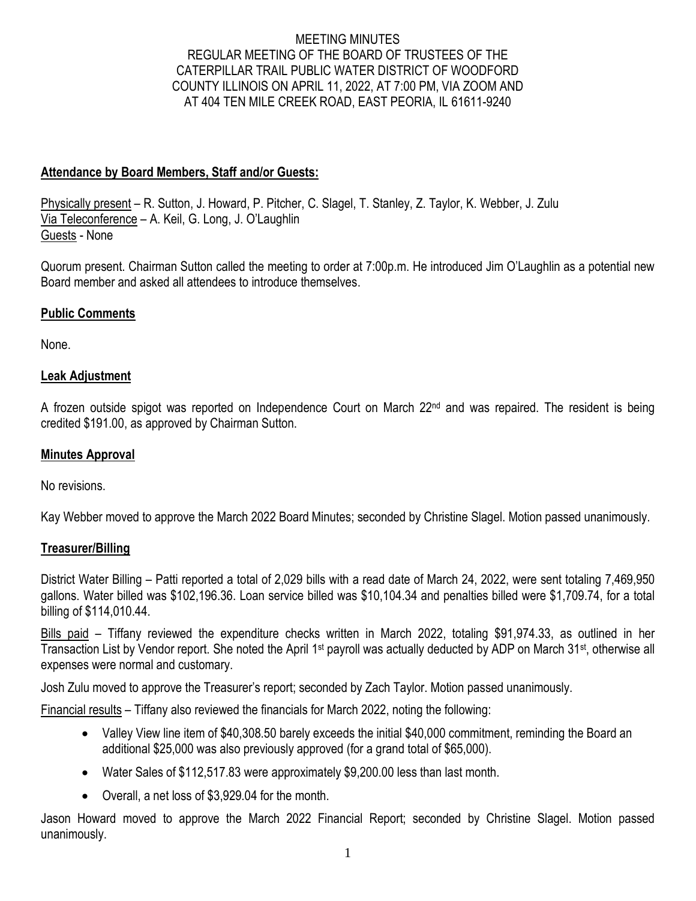MEETING MINUTES
REGULAR MEETING OF THE BOARD OF TRUSTEES OF THE
CATERPILLAR TRAIL PUBLIC WATER DISTRICT OF WOODFORD
COUNTY ILLINOIS ON APRIL 11, 2022, AT 7:00 PM, VIA ZOOM AND
AT 404 TEN MILE CREEK ROAD, EAST PEORIA, IL 61611-9240

## Attendance by Board Members, Staff and/or Guests:

Physically present – R. Sutton, J. Howard, P. Pitcher, C. Slagel, T. Stanley, Z. Taylor, K. Webber, J. Zulu
Via Teleconference – A. Keil, G. Long, J. O'Laughlin
Guests - None

Quorum present. Chairman Sutton called the meeting to order at 7:00p.m. He introduced Jim O'Laughlin as a potential new Board member and asked all attendees to introduce themselves.

## Public Comments

None.

## Leak Adjustment

A frozen outside spigot was reported on Independence Court on March 22nd and was repaired. The resident is being credited $191.00, as approved by Chairman Sutton.

## Minutes Approval

No revisions.

Kay Webber moved to approve the March 2022 Board Minutes; seconded by Christine Slagel. Motion passed unanimously.

## Treasurer/Billing

District Water Billing – Patti reported a total of 2,029 bills with a read date of March 24, 2022, were sent totaling 7,469,950 gallons. Water billed was $102,196.36. Loan service billed was $10,104.34 and penalties billed were $1,709.74, for a total billing of $114,010.44.

Bills paid – Tiffany reviewed the expenditure checks written in March 2022, totaling $91,974.33, as outlined in her Transaction List by Vendor report. She noted the April 1st payroll was actually deducted by ADP on March 31st, otherwise all expenses were normal and customary.

Josh Zulu moved to approve the Treasurer's report; seconded by Zach Taylor. Motion passed unanimously.

Financial results – Tiffany also reviewed the financials for March 2022, noting the following:

- Valley View line item of $40,308.50 barely exceeds the initial $40,000 commitment, reminding the Board an additional $25,000 was also previously approved (for a grand total of $65,000).
- Water Sales of $112,517.83 were approximately $9,200.00 less than last month.
- Overall, a net loss of $3,929.04 for the month.

Jason Howard moved to approve the March 2022 Financial Report; seconded by Christine Slagel. Motion passed unanimously.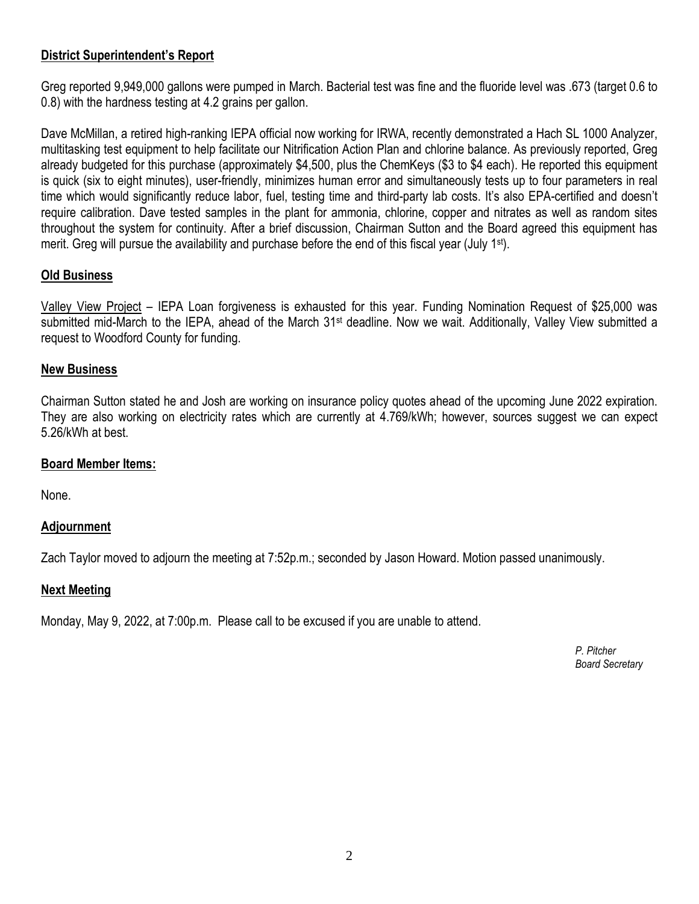## **District Superintendent's Report**

Greg reported 9,949,000 gallons were pumped in March. Bacterial test was fine and the fluoride level was .673 (target 0.6 to 0.8) with the hardness testing at 4.2 grains per gallon.

Dave McMillan, a retired high-ranking IEPA official now working for IRWA, recently demonstrated a Hach SL 1000 Analyzer, multitasking test equipment to help facilitate our Nitrification Action Plan and chlorine balance. As previously reported, Greg already budgeted for this purchase (approximately $4,500, plus the ChemKeys ($3 to $4 each). He reported this equipment is quick (six to eight minutes), user-friendly, minimizes human error and simultaneously tests up to four parameters in real time which would significantly reduce labor, fuel, testing time and third-party lab costs. It's also EPA-certified and doesn't require calibration. Dave tested samples in the plant for ammonia, chlorine, copper and nitrates as well as random sites throughout the system for continuity. After a brief discussion, Chairman Sutton and the Board agreed this equipment has merit. Greg will pursue the availability and purchase before the end of this fiscal year (July 1st).

## **Old Business**

Valley View Project – IEPA Loan forgiveness is exhausted for this year. Funding Nomination Request of $25,000 was submitted mid-March to the IEPA, ahead of the March 31st deadline. Now we wait. Additionally, Valley View submitted a request to Woodford County for funding.

## **New Business**

Chairman Sutton stated he and Josh are working on insurance policy quotes ahead of the upcoming June 2022 expiration. They are also working on electricity rates which are currently at 4.769/kWh; however, sources suggest we can expect 5.26/kWh at best.

## **Board Member Items:**

None.

## **Adjournment**

Zach Taylor moved to adjourn the meeting at 7:52p.m.; seconded by Jason Howard. Motion passed unanimously.

## **Next Meeting**

Monday, May 9, 2022, at 7:00p.m. Please call to be excused if you are unable to attend.

*P. Pitcher*
*Board Secretary*